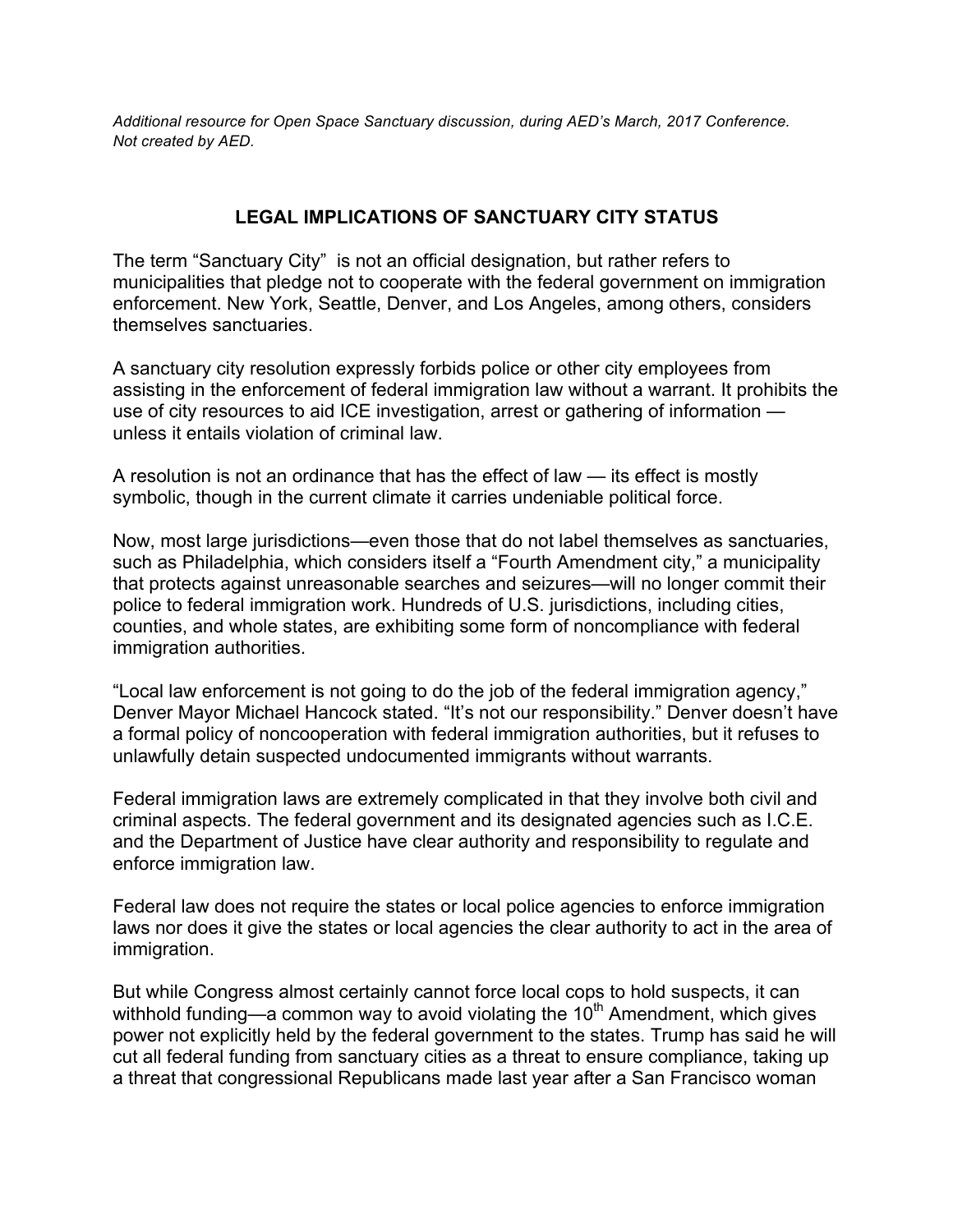*Additional resource for Open Space Sanctuary discussion, during AED's March, 2017 Conference. Not created by AED.*

## LEGAL IMPLICATIONS OF SANCTUARY CITY STATUS

The term "Sanctuary City" is not an official designation, but rather refers to municipalities that pledge not to cooperate with the federal government on immigration enforcement. New York, Seattle, Denver, and Los Angeles, among others, considers themselves sanctuaries.

A sanctuary city resolution expressly forbids police or other city employees from assisting in the enforcement of federal immigration law without a warrant. It prohibits the use of city resources to aid ICE investigation, arrest or gathering of information — unless it entails violation of criminal law.

A resolution is not an ordinance that has the effect of law — its effect is mostly symbolic, though in the current climate it carries undeniable political force.

Now, most large jurisdictions—even those that do not label themselves as sanctuaries, such as Philadelphia, which considers itself a "Fourth Amendment city," a municipality that protects against unreasonable searches and seizures—will no longer commit their police to federal immigration work. Hundreds of U.S. jurisdictions, including cities, counties, and whole states, are exhibiting some form of noncompliance with federal immigration authorities.

"Local law enforcement is not going to do the job of the federal immigration agency," Denver Mayor Michael Hancock stated. "It's not our responsibility." Denver doesn't have a formal policy of noncooperation with federal immigration authorities, but it refuses to unlawfully detain suspected undocumented immigrants without warrants.

Federal immigration laws are extremely complicated in that they involve both civil and criminal aspects. The federal government and its designated agencies such as I.C.E. and the Department of Justice have clear authority and responsibility to regulate and enforce immigration law.

Federal law does not require the states or local police agencies to enforce immigration laws nor does it give the states or local agencies the clear authority to act in the area of immigration.

But while Congress almost certainly cannot force local cops to hold suspects, it can withhold funding—a common way to avoid violating the 10th Amendment, which gives power not explicitly held by the federal government to the states. Trump has said he will cut all federal funding from sanctuary cities as a threat to ensure compliance, taking up a threat that congressional Republicans made last year after a San Francisco woman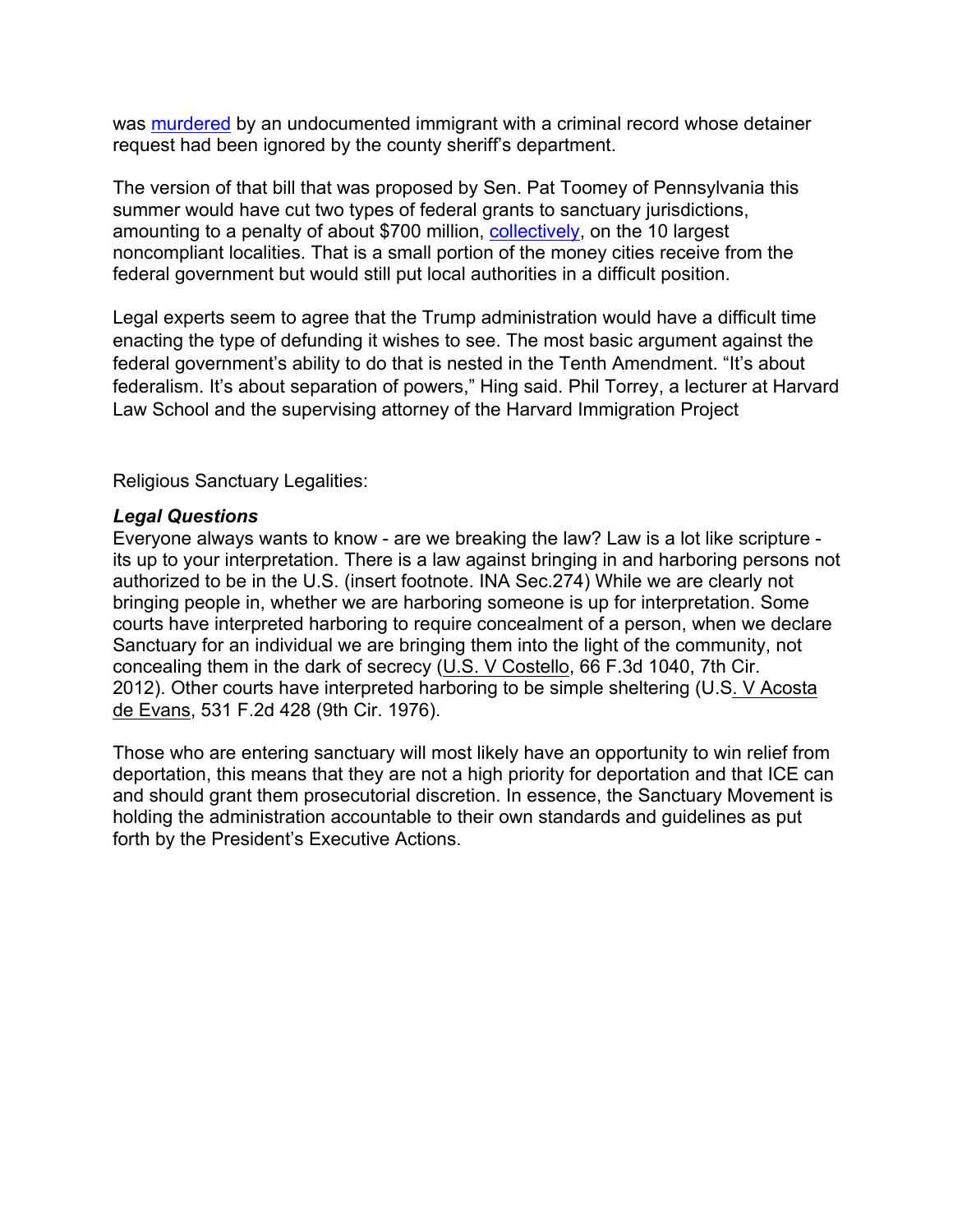was [murdered] by an undocumented immigrant with a criminal record whose detainer request had been ignored by the county sheriff's department.

The version of that bill that was proposed by Sen. Pat Toomey of Pennsylvania this summer would have cut two types of federal grants to sanctuary jurisdictions, amounting to a penalty of about $700 million, [collectively], on the 10 largest noncompliant localities. That is a small portion of the money cities receive from the federal government but would still put local authorities in a difficult position.

Legal experts seem to agree that the Trump administration would have a difficult time enacting the type of defunding it wishes to see. The most basic argument against the federal government's ability to do that is nested in the Tenth Amendment. "It's about federalism. It's about separation of powers," Hing said. Phil Torrey, a lecturer at Harvard Law School and the supervising attorney of the Harvard Immigration Project

Religious Sanctuary Legalities:

***Legal Questions***

Everyone always wants to know - are we breaking the law? Law is a lot like scripture - its up to your interpretation. There is a law against bringing in and harboring persons not authorized to be in the U.S. (insert footnote. INA Sec.274) While we are clearly not bringing people in, whether we are harboring someone is up for interpretation. Some courts have interpreted harboring to require concealment of a person, when we declare Sanctuary for an individual we are bringing them into the light of the community, not concealing them in the dark of secrecy (U.S. V Costello, 66 F.3d 1040, 7th Cir. 2012). Other courts have interpreted harboring to be simple sheltering (U.S. V Acosta de Evans, 531 F.2d 428 (9th Cir. 1976).

Those who are entering sanctuary will most likely have an opportunity to win relief from deportation, this means that they are not a high priority for deportation and that ICE can and should grant them prosecutorial discretion. In essence, the Sanctuary Movement is holding the administration accountable to their own standards and guidelines as put forth by the President's Executive Actions.